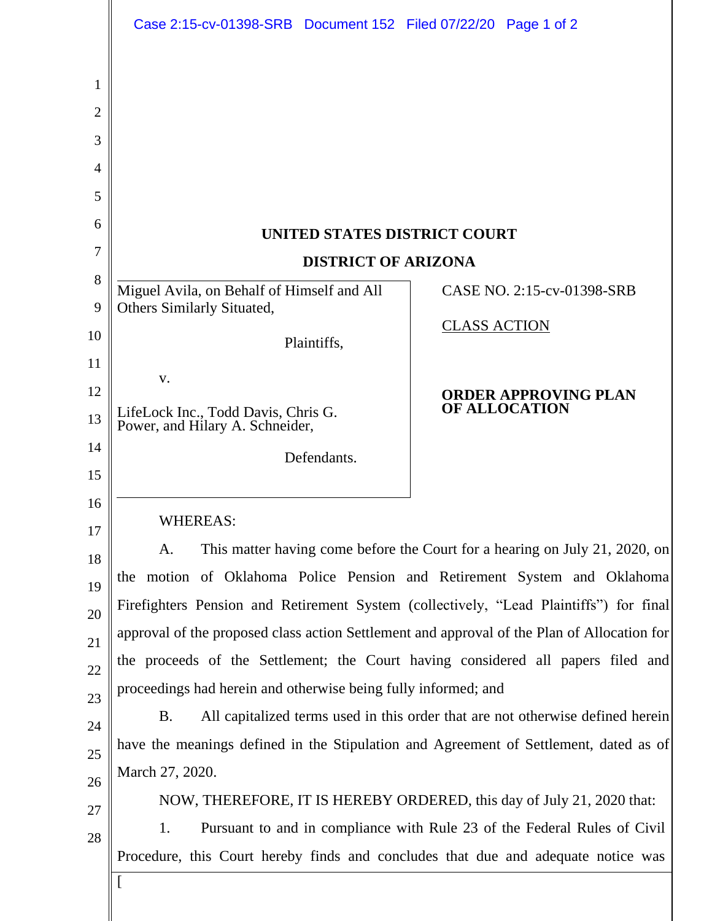**UNITED STATES DISTRICT COURT**

**DISTRICT OF ARIZONA**

| | |
|---|---|
| Miguel Avila, on Behalf of Himself and All Others Similarly Situated,<br><br>Plaintiffs,<br><br>v.<br><br>LifeLock Inc., Todd Davis, Chris G. Power, and Hilary A. Schneider,<br><br>Defendants. | CASE NO. 2:15-cv-01398-SRB<br><br>CLASS ACTION<br><br>**ORDER APPROVING PLAN OF ALLOCATION** |

WHEREAS:

A. This matter having come before the Court for a hearing on July 21, 2020, on the motion of Oklahoma Police Pension and Retirement System and Oklahoma Firefighters Pension and Retirement System (collectively, "Lead Plaintiffs") for final approval of the proposed class action Settlement and approval of the Plan of Allocation for the proceeds of the Settlement; the Court having considered all papers filed and proceedings had herein and otherwise being fully informed; and

B. All capitalized terms used in this order that are not otherwise defined herein have the meanings defined in the Stipulation and Agreement of Settlement, dated as of March 27, 2020.

NOW, THEREFORE, IT IS HEREBY ORDERED, this day of July 21, 2020 that:

1. Pursuant to and in compliance with Rule 23 of the Federal Rules of Civil Procedure, this Court hereby finds and concludes that due and adequate notice was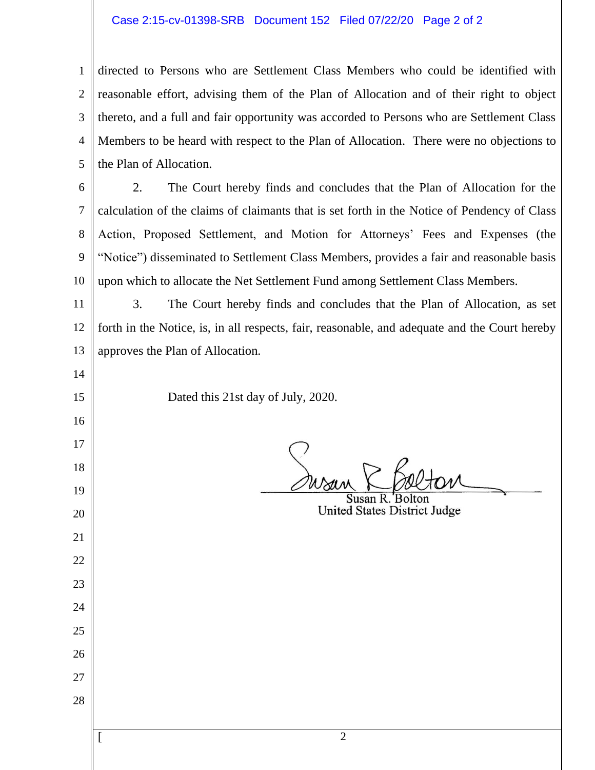directed to Persons who are Settlement Class Members who could be identified with reasonable effort, advising them of the Plan of Allocation and of their right to object thereto, and a full and fair opportunity was accorded to Persons who are Settlement Class Members to be heard with respect to the Plan of Allocation. There were no objections to the Plan of Allocation.

2. The Court hereby finds and concludes that the Plan of Allocation for the calculation of the claims of claimants that is set forth in the Notice of Pendency of Class Action, Proposed Settlement, and Motion for Attorneys' Fees and Expenses (the "Notice") disseminated to Settlement Class Members, provides a fair and reasonable basis upon which to allocate the Net Settlement Fund among Settlement Class Members.

3. The Court hereby finds and concludes that the Plan of Allocation, as set forth in the Notice, is, in all respects, fair, reasonable, and adequate and the Court hereby approves the Plan of Allocation.

Dated this 21st day of July, 2020.

Susan R. Bolton
United States District Judge